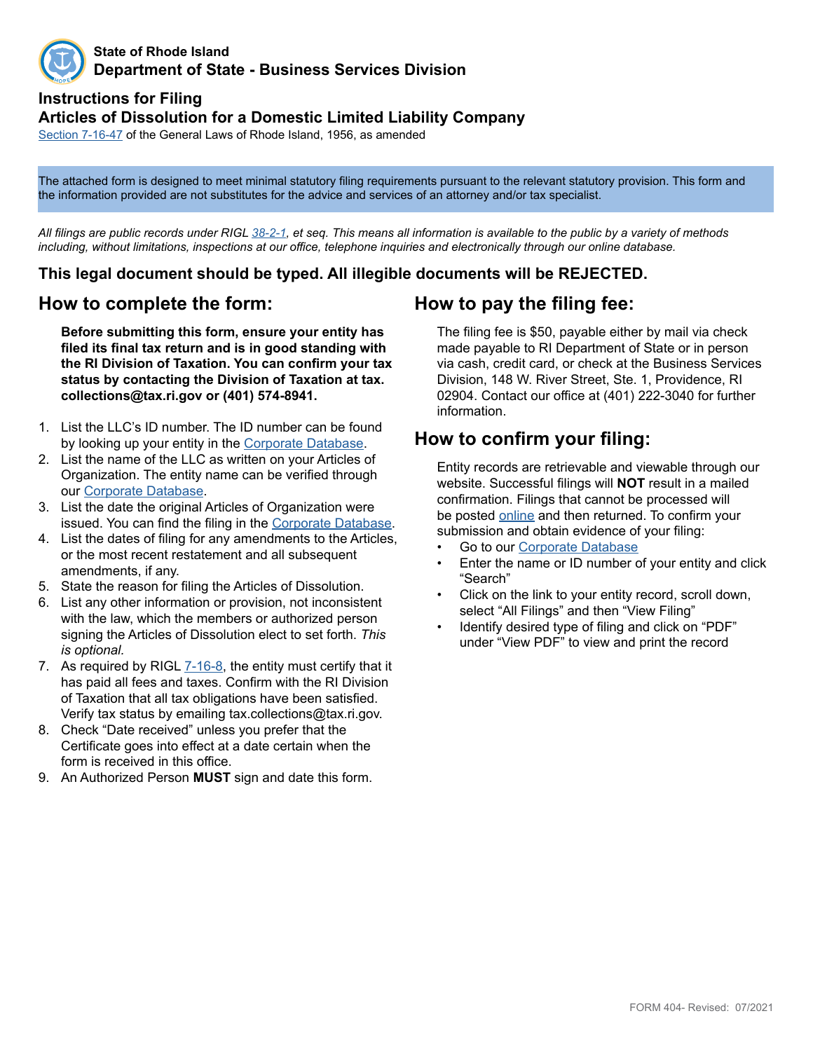**State of Rhode Island**
**Department of State - Business Services Division**

## Instructions for Filing
## Articles of Dissolution for a Domestic Limited Liability Company

Section 7-16-47 of the General Laws of Rhode Island, 1956, as amended

The attached form is designed to meet minimal statutory filing requirements pursuant to the relevant statutory provision. This form and the information provided are not substitutes for the advice and services of an attorney and/or tax specialist.

*All filings are public records under RIGL 38-2-1, et seq. This means all information is available to the public by a variety of methods including, without limitations, inspections at our office, telephone inquiries and electronically through our online database.*

**This legal document should be typed. All illegible documents will be REJECTED.**

## How to complete the form:

**Before submitting this form, ensure your entity has filed its final tax return and is in good standing with the RI Division of Taxation. You can confirm your tax status by contacting the Division of Taxation at tax.collections@tax.ri.gov or (401) 574-8941.**

1. List the LLC's ID number. The ID number can be found by looking up your entity in the Corporate Database.
2. List the name of the LLC as written on your Articles of Organization. The entity name can be verified through our Corporate Database.
3. List the date the original Articles of Organization were issued. You can find the filing in the Corporate Database.
4. List the dates of filing for any amendments to the Articles, or the most recent restatement and all subsequent amendments, if any.
5. State the reason for filing the Articles of Dissolution.
6. List any other information or provision, not inconsistent with the law, which the members or authorized person signing the Articles of Dissolution elect to set forth. *This is optional.*
7. As required by RIGL 7-16-8, the entity must certify that it has paid all fees and taxes. Confirm with the RI Division of Taxation that all tax obligations have been satisfied. Verify tax status by emailing tax.collections@tax.ri.gov.
8. Check "Date received" unless you prefer that the Certificate goes into effect at a date certain when the form is received in this office.
9. An Authorized Person **MUST** sign and date this form.

## How to pay the filing fee:

The filing fee is $50, payable either by mail via check made payable to RI Department of State or in person via cash, credit card, or check at the Business Services Division, 148 W. River Street, Ste. 1, Providence, RI 02904. Contact our office at (401) 222-3040 for further information.

## How to confirm your filing:

Entity records are retrievable and viewable through our website. Successful filings will **NOT** result in a mailed confirmation. Filings that cannot be processed will be posted online and then returned. To confirm your submission and obtain evidence of your filing:

- Go to our Corporate Database
- Enter the name or ID number of your entity and click "Search"
- Click on the link to your entity record, scroll down, select "All Filings" and then "View Filing"
- Identify desired type of filing and click on "PDF" under "View PDF" to view and print the record

FORM 404- Revised: 07/2021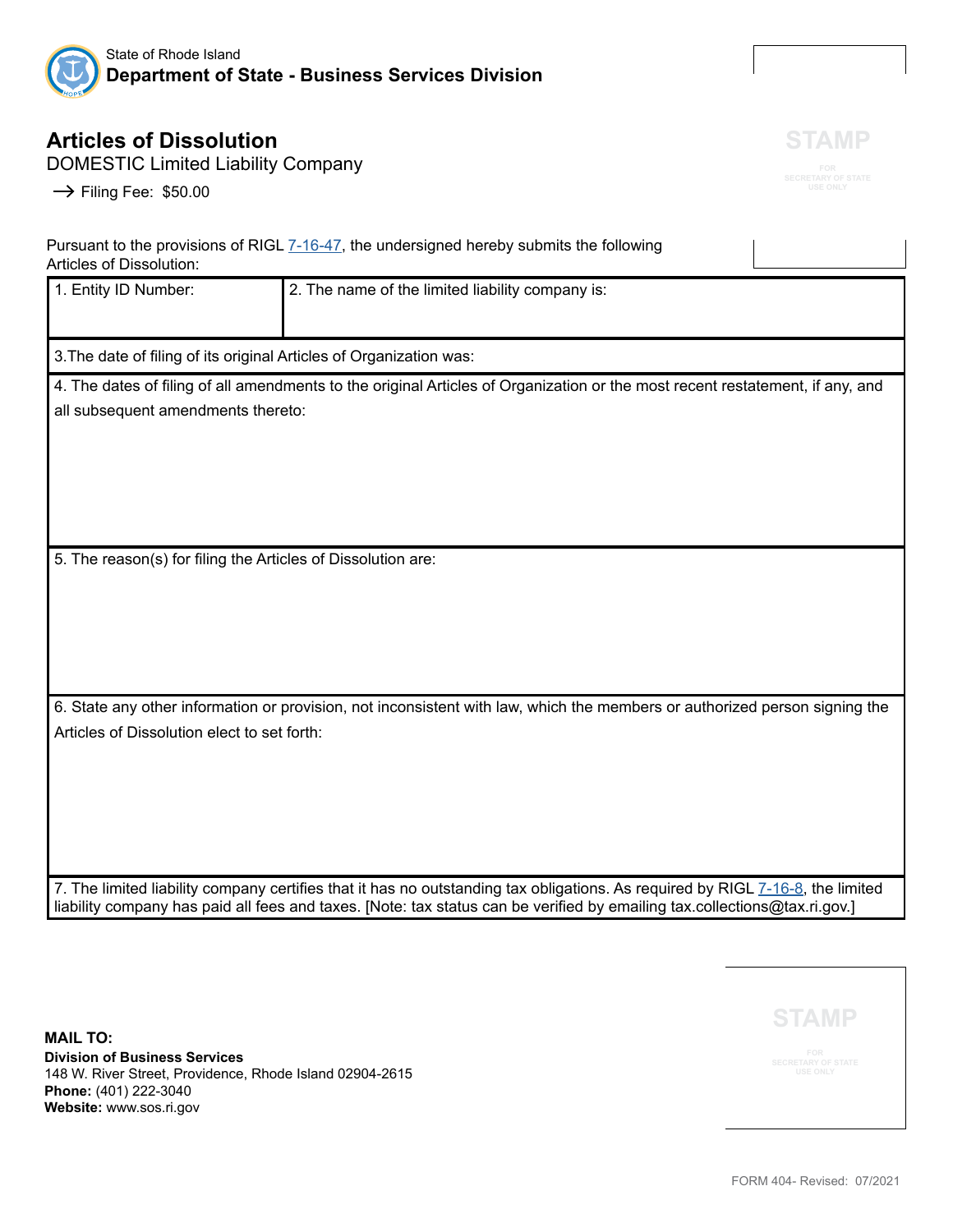State of Rhode Island
**Department of State - Business Services Division**

# Articles of Dissolution

DOMESTIC Limited Liability Company

→ Filing Fee: $50.00

STAMP
FOR SECRETARY OF STATE USE ONLY

Pursuant to the provisions of RIGL 7-16-47, the undersigned hereby submits the following Articles of Dissolution:

| 1. Entity ID Number: | 2. The name of the limited liability company is: |
|---|---|

3.The date of filing of its original Articles of Organization was:

4. The dates of filing of all amendments to the original Articles of Organization or the most recent restatement, if any, and all subsequent amendments thereto:

5. The reason(s) for filing the Articles of Dissolution are:

6. State any other information or provision, not inconsistent with law, which the members or authorized person signing the Articles of Dissolution elect to set forth:

7. The limited liability company certifies that it has no outstanding tax obligations. As required by RIGL 7-16-8, the limited liability company has paid all fees and taxes. [Note: tax status can be verified by emailing tax.collections@tax.ri.gov.]

**MAIL TO:**
**Division of Business Services**
148 W. River Street, Providence, Rhode Island 02904-2615
**Phone:** (401) 222-3040
**Website:** www.sos.ri.gov

STAMP
FOR SECRETARY OF STATE USE ONLY

FORM 404- Revised: 07/2021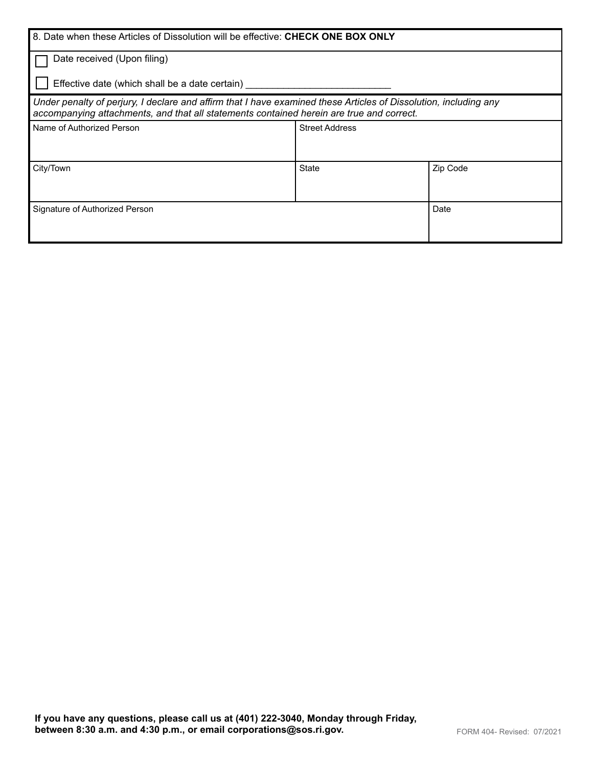8. Date when these Articles of Dissolution will be effective: **CHECK ONE BOX ONLY**

☐ Date received (Upon filing)

☐ Effective date (which shall be a date certain) ___________________________

*Under penalty of perjury, I declare and affirm that I have examined these Articles of Dissolution, including any accompanying attachments, and that all statements contained herein are true and correct.*

| Name of Authorized Person | Street Address | |
|---|---|---|
| City/Town | State | Zip Code |
| Signature of Authorized Person | | Date |

**If you have any questions, please call us at (401) 222-3040, Monday through Friday, between 8:30 a.m. and 4:30 p.m., or email corporations@sos.ri.gov.**

FORM 404- Revised: 07/2021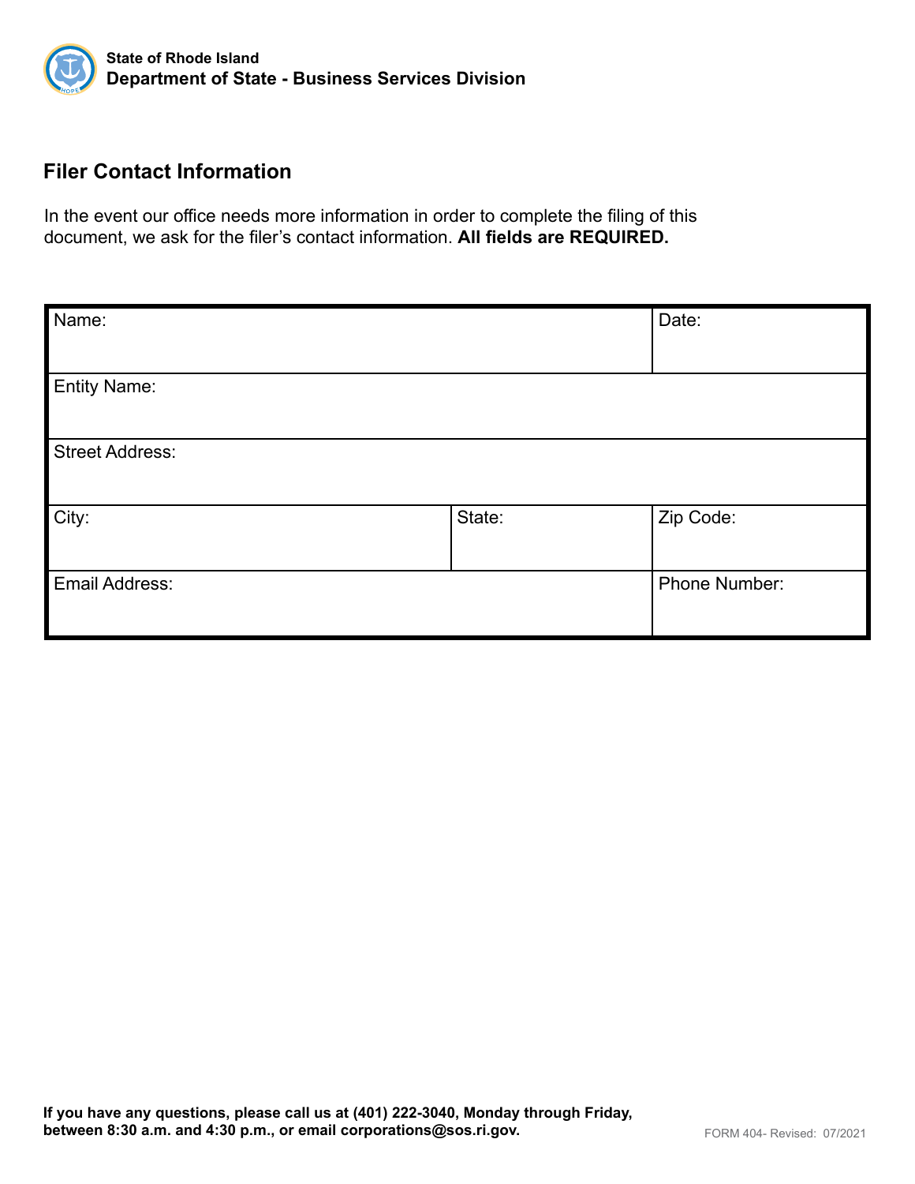State of Rhode Island
**Department of State - Business Services Division**

## Filer Contact Information

In the event our office needs more information in order to complete the filing of this document, we ask for the filer's contact information. **All fields are REQUIRED.**

| | | |
|---|---|---|
| Name: | | Date: |
| Entity Name: | | |
| Street Address: | | |
| City: | State: | Zip Code: |
| Email Address: | | Phone Number: |

**If you have any questions, please call us at (401) 222-3040, Monday through Friday, between 8:30 a.m. and 4:30 p.m., or email corporations@sos.ri.gov.**

FORM 404- Revised: 07/2021